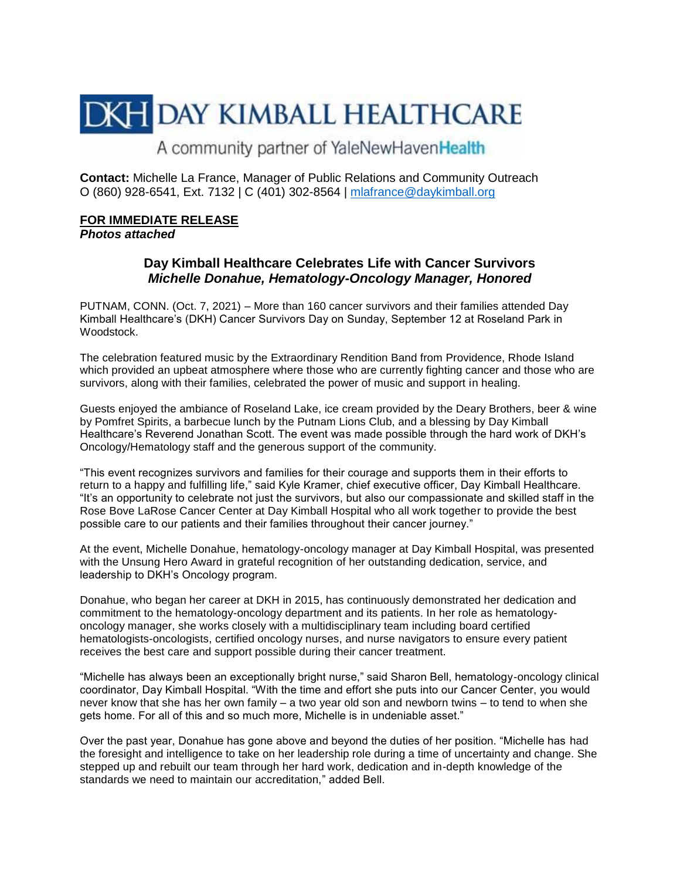# DKH DAY KIMBALL HEALTHCARE

A community partner of YaleNewHavenHealth

**Contact:** Michelle La France, Manager of Public Relations and Community Outreach
O (860) 928-6541, Ext. 7132 | C (401) 302-8564 | mlafrance@daykimball.org

**FOR IMMEDIATE RELEASE**
***Photos attached***

## Day Kimball Healthcare Celebrates Life with Cancer Survivors
### *Michelle Donahue, Hematology-Oncology Manager, Honored*

PUTNAM, CONN. (Oct. 7, 2021) – More than 160 cancer survivors and their families attended Day Kimball Healthcare's (DKH) Cancer Survivors Day on Sunday, September 12 at Roseland Park in Woodstock.

The celebration featured music by the Extraordinary Rendition Band from Providence, Rhode Island which provided an upbeat atmosphere where those who are currently fighting cancer and those who are survivors, along with their families, celebrated the power of music and support in healing.

Guests enjoyed the ambiance of Roseland Lake, ice cream provided by the Deary Brothers, beer & wine by Pomfret Spirits, a barbecue lunch by the Putnam Lions Club, and a blessing by Day Kimball Healthcare's Reverend Jonathan Scott. The event was made possible through the hard work of DKH's Oncology/Hematology staff and the generous support of the community.

"This event recognizes survivors and families for their courage and supports them in their efforts to return to a happy and fulfilling life," said Kyle Kramer, chief executive officer, Day Kimball Healthcare. "It's an opportunity to celebrate not just the survivors, but also our compassionate and skilled staff in the Rose Bove LaRose Cancer Center at Day Kimball Hospital who all work together to provide the best possible care to our patients and their families throughout their cancer journey."

At the event, Michelle Donahue, hematology-oncology manager at Day Kimball Hospital, was presented with the Unsung Hero Award in grateful recognition of her outstanding dedication, service, and leadership to DKH's Oncology program.

Donahue, who began her career at DKH in 2015, has continuously demonstrated her dedication and commitment to the hematology-oncology department and its patients. In her role as hematology-oncology manager, she works closely with a multidisciplinary team including board certified hematologists-oncologists, certified oncology nurses, and nurse navigators to ensure every patient receives the best care and support possible during their cancer treatment.

"Michelle has always been an exceptionally bright nurse," said Sharon Bell, hematology-oncology clinical coordinator, Day Kimball Hospital. "With the time and effort she puts into our Cancer Center, you would never know that she has her own family – a two year old son and newborn twins – to tend to when she gets home. For all of this and so much more, Michelle is in undeniable asset."

Over the past year, Donahue has gone above and beyond the duties of her position. "Michelle has had the foresight and intelligence to take on her leadership role during a time of uncertainty and change. She stepped up and rebuilt our team through her hard work, dedication and in-depth knowledge of the standards we need to maintain our accreditation," added Bell.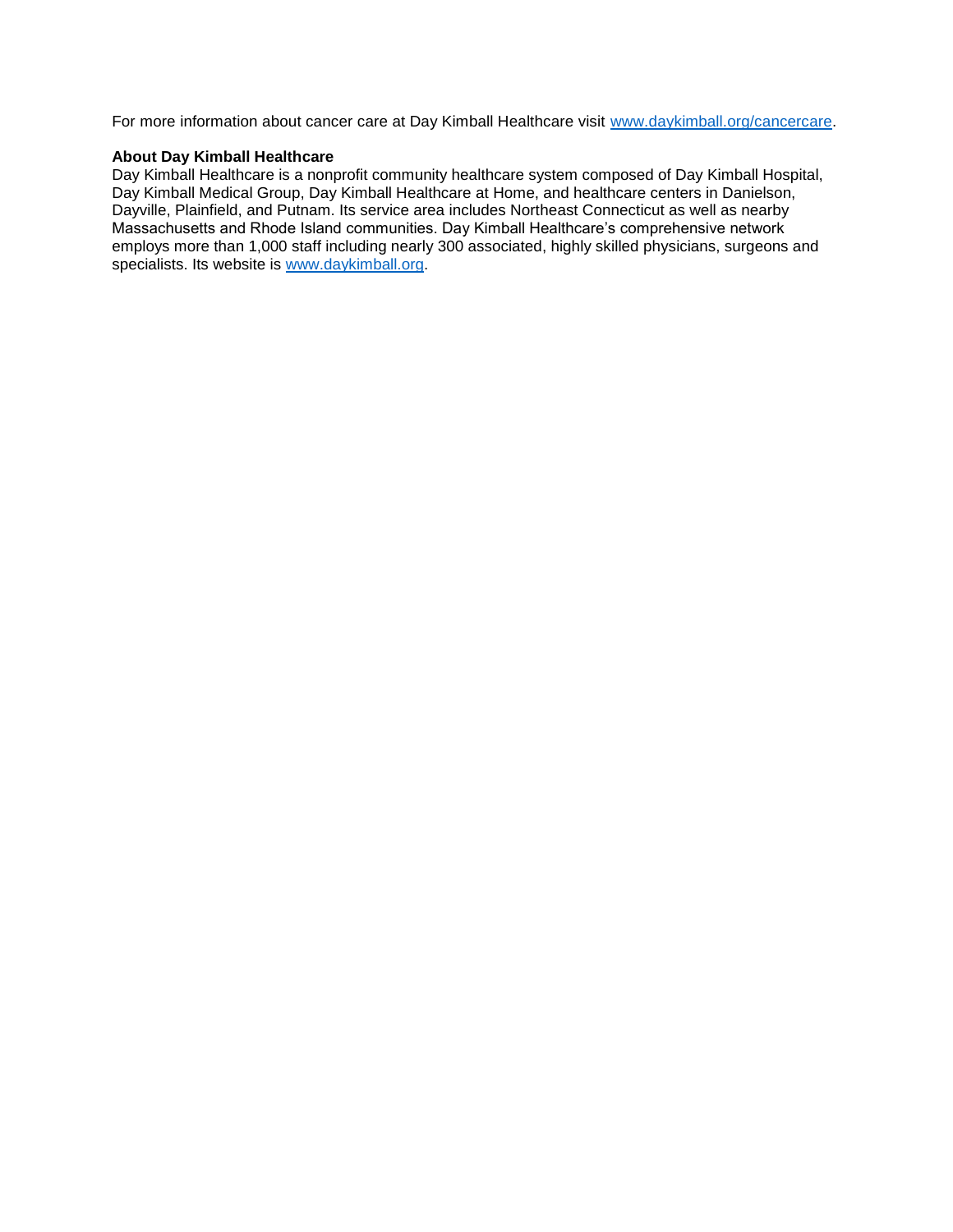For more information about cancer care at Day Kimball Healthcare visit [www.daykimball.org/cancercare](http://www.daykimball.org/cancercare).

**About Day Kimball Healthcare**

Day Kimball Healthcare is a nonprofit community healthcare system composed of Day Kimball Hospital, Day Kimball Medical Group, Day Kimball Healthcare at Home, and healthcare centers in Danielson, Dayville, Plainfield, and Putnam. Its service area includes Northeast Connecticut as well as nearby Massachusetts and Rhode Island communities. Day Kimball Healthcare's comprehensive network employs more than 1,000 staff including nearly 300 associated, highly skilled physicians, surgeons and specialists. Its website is [www.daykimball.org](http://www.daykimball.org).